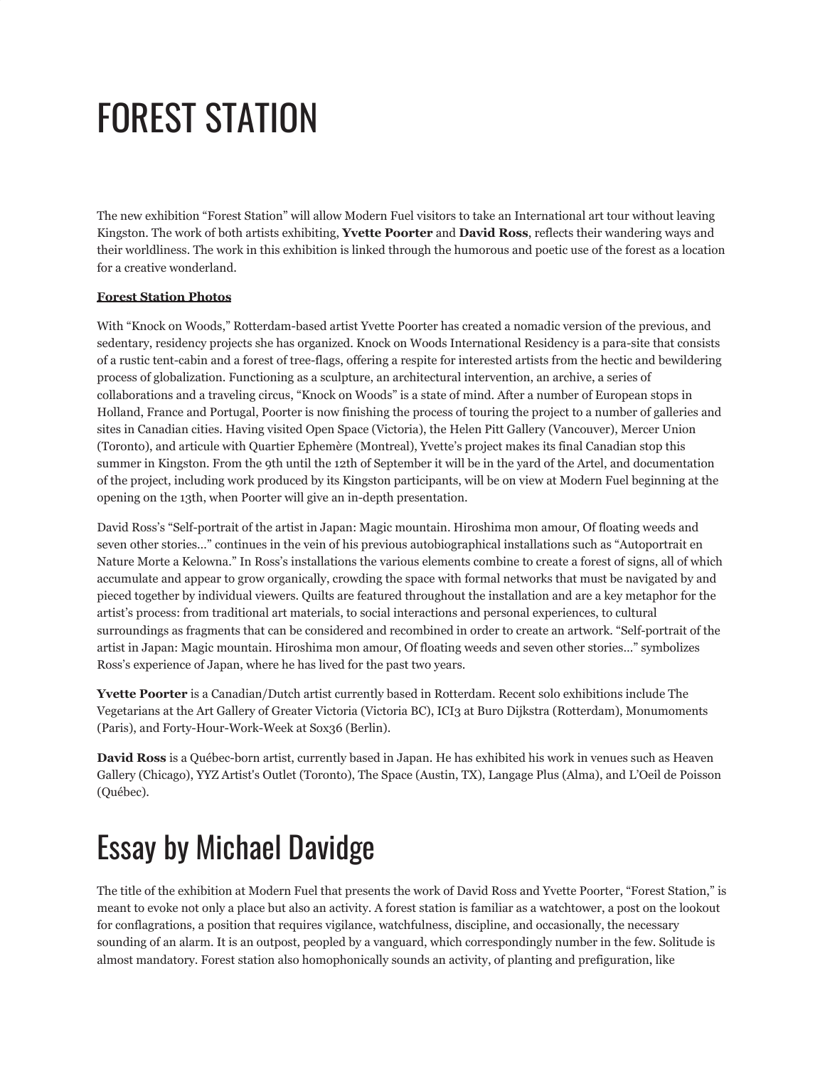# FOREST STATION

The new exhibition "Forest Station" will allow Modern Fuel visitors to take an International art tour without leaving Kingston. The work of both artists exhibiting, **Yvette Poorter** and **David Ross**, reflects their wandering ways and their worldliness. The work in this exhibition is linked through the humorous and poetic use of the forest as a location for a creative wonderland.

**Forest Station Photos**

With "Knock on Woods," Rotterdam-based artist Yvette Poorter has created a nomadic version of the previous, and sedentary, residency projects she has organized. Knock on Woods International Residency is a para-site that consists of a rustic tent-cabin and a forest of tree-flags, offering a respite for interested artists from the hectic and bewildering process of globalization. Functioning as a sculpture, an architectural intervention, an archive, a series of collaborations and a traveling circus, "Knock on Woods" is a state of mind. After a number of European stops in Holland, France and Portugal, Poorter is now finishing the process of touring the project to a number of galleries and sites in Canadian cities. Having visited Open Space (Victoria), the Helen Pitt Gallery (Vancouver), Mercer Union (Toronto), and articule with Quartier Ephemère (Montreal), Yvette's project makes its final Canadian stop this summer in Kingston. From the 9th until the 12th of September it will be in the yard of the Artel, and documentation of the project, including work produced by its Kingston participants, will be on view at Modern Fuel beginning at the opening on the 13th, when Poorter will give an in-depth presentation.

David Ross's "Self-portrait of the artist in Japan: Magic mountain. Hiroshima mon amour, Of floating weeds and seven other stories..." continues in the vein of his previous autobiographical installations such as "Autoportrait en Nature Morte a Kelowna." In Ross's installations the various elements combine to create a forest of signs, all of which accumulate and appear to grow organically, crowding the space with formal networks that must be navigated by and pieced together by individual viewers. Quilts are featured throughout the installation and are a key metaphor for the artist's process: from traditional art materials, to social interactions and personal experiences, to cultural surroundings as fragments that can be considered and recombined in order to create an artwork. "Self-portrait of the artist in Japan: Magic mountain. Hiroshima mon amour, Of floating weeds and seven other stories..." symbolizes Ross's experience of Japan, where he has lived for the past two years.

**Yvette Poorter** is a Canadian/Dutch artist currently based in Rotterdam. Recent solo exhibitions include The Vegetarians at the Art Gallery of Greater Victoria (Victoria BC), ICI3 at Buro Dijkstra (Rotterdam), Monumoments (Paris), and Forty-Hour-Work-Week at Sox36 (Berlin).

**David Ross** is a Québec-born artist, currently based in Japan. He has exhibited his work in venues such as Heaven Gallery (Chicago), YYZ Artist's Outlet (Toronto), The Space (Austin, TX), Langage Plus (Alma), and L'Oeil de Poisson (Québec).

# Essay by Michael Davidge

The title of the exhibition at Modern Fuel that presents the work of David Ross and Yvette Poorter, "Forest Station," is meant to evoke not only a place but also an activity. A forest station is familiar as a watchtower, a post on the lookout for conflagrations, a position that requires vigilance, watchfulness, discipline, and occasionally, the necessary sounding of an alarm. It is an outpost, peopled by a vanguard, which correspondingly number in the few. Solitude is almost mandatory. Forest station also homophonically sounds an activity, of planting and prefiguration, like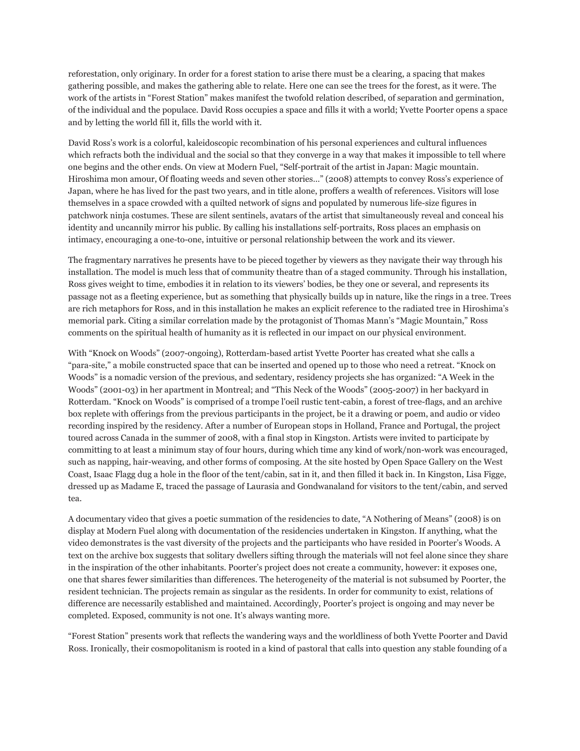reforestation, only originary. In order for a forest station to arise there must be a clearing, a spacing that makes gathering possible, and makes the gathering able to relate. Here one can see the trees for the forest, as it were. The work of the artists in "Forest Station" makes manifest the twofold relation described, of separation and germination, of the individual and the populace. David Ross occupies a space and fills it with a world; Yvette Poorter opens a space and by letting the world fill it, fills the world with it.

David Ross's work is a colorful, kaleidoscopic recombination of his personal experiences and cultural influences which refracts both the individual and the social so that they converge in a way that makes it impossible to tell where one begins and the other ends. On view at Modern Fuel, "Self-portrait of the artist in Japan: Magic mountain. Hiroshima mon amour, Of floating weeds and seven other stories..." (2008) attempts to convey Ross's experience of Japan, where he has lived for the past two years, and in title alone, proffers a wealth of references. Visitors will lose themselves in a space crowded with a quilted network of signs and populated by numerous life-size figures in patchwork ninja costumes. These are silent sentinels, avatars of the artist that simultaneously reveal and conceal his identity and uncannily mirror his public. By calling his installations self-portraits, Ross places an emphasis on intimacy, encouraging a one-to-one, intuitive or personal relationship between the work and its viewer.

The fragmentary narratives he presents have to be pieced together by viewers as they navigate their way through his installation. The model is much less that of community theatre than of a staged community. Through his installation, Ross gives weight to time, embodies it in relation to its viewers' bodies, be they one or several, and represents its passage not as a fleeting experience, but as something that physically builds up in nature, like the rings in a tree. Trees are rich metaphors for Ross, and in this installation he makes an explicit reference to the radiated tree in Hiroshima's memorial park. Citing a similar correlation made by the protagonist of Thomas Mann's "Magic Mountain," Ross comments on the spiritual health of humanity as it is reflected in our impact on our physical environment.

With "Knock on Woods" (2007-ongoing), Rotterdam-based artist Yvette Poorter has created what she calls a "para-site," a mobile constructed space that can be inserted and opened up to those who need a retreat. "Knock on Woods" is a nomadic version of the previous, and sedentary, residency projects she has organized: "A Week in the Woods" (2001-03) in her apartment in Montreal; and "This Neck of the Woods" (2005-2007) in her backyard in Rotterdam. "Knock on Woods" is comprised of a trompe l'oeil rustic tent-cabin, a forest of tree-flags, and an archive box replete with offerings from the previous participants in the project, be it a drawing or poem, and audio or video recording inspired by the residency. After a number of European stops in Holland, France and Portugal, the project toured across Canada in the summer of 2008, with a final stop in Kingston. Artists were invited to participate by committing to at least a minimum stay of four hours, during which time any kind of work/non-work was encouraged, such as napping, hair-weaving, and other forms of composing. At the site hosted by Open Space Gallery on the West Coast, Isaac Flagg dug a hole in the floor of the tent/cabin, sat in it, and then filled it back in. In Kingston, Lisa Figge, dressed up as Madame E, traced the passage of Laurasia and Gondwanaland for visitors to the tent/cabin, and served tea.

A documentary video that gives a poetic summation of the residencies to date, "A Nothering of Means" (2008) is on display at Modern Fuel along with documentation of the residencies undertaken in Kingston. If anything, what the video demonstrates is the vast diversity of the projects and the participants who have resided in Poorter's Woods. A text on the archive box suggests that solitary dwellers sifting through the materials will not feel alone since they share in the inspiration of the other inhabitants. Poorter's project does not create a community, however: it exposes one, one that shares fewer similarities than differences. The heterogeneity of the material is not subsumed by Poorter, the resident technician. The projects remain as singular as the residents. In order for community to exist, relations of difference are necessarily established and maintained. Accordingly, Poorter's project is ongoing and may never be completed. Exposed, community is not one. It's always wanting more.

"Forest Station" presents work that reflects the wandering ways and the worldliness of both Yvette Poorter and David Ross. Ironically, their cosmopolitanism is rooted in a kind of pastoral that calls into question any stable founding of a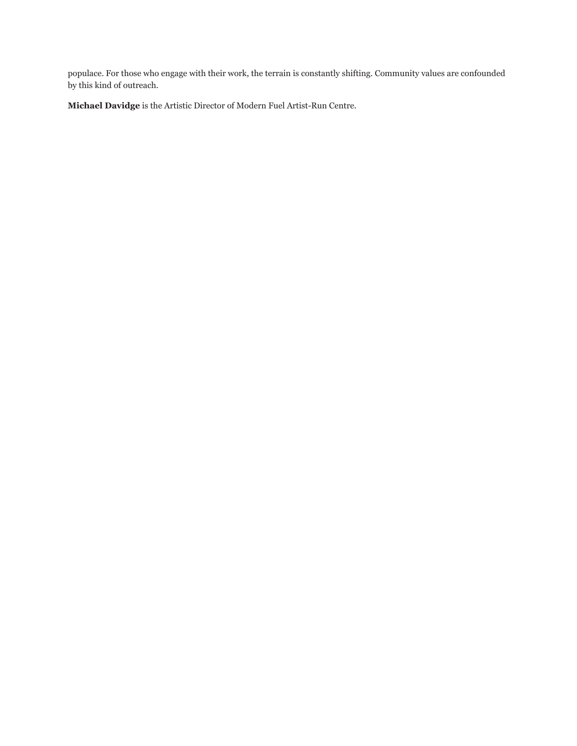populace. For those who engage with their work, the terrain is constantly shifting. Community values are confounded by this kind of outreach.

**Michael Davidge** is the Artistic Director of Modern Fuel Artist-Run Centre.